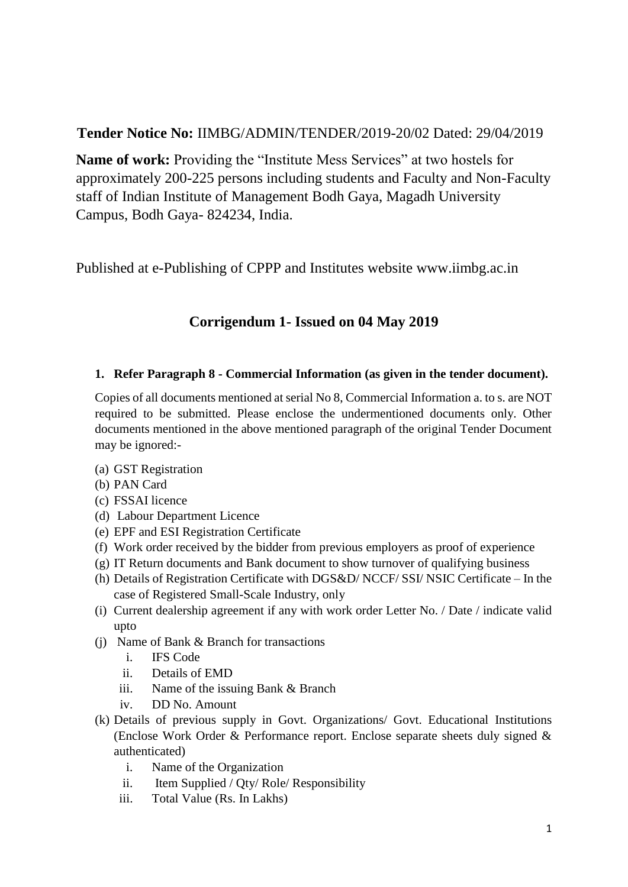**Tender Notice No:** IIMBG/ADMIN/TENDER/2019-20/02 Dated: 29/04/2019

**Name of work:** Providing the "Institute Mess Services" at two hostels for approximately 200-225 persons including students and Faculty and Non-Faculty staff of Indian Institute of Management Bodh Gaya, Magadh University Campus, Bodh Gaya- 824234, India.

Published at e-Publishing of CPPP and Institutes website www.iimbg.ac.in

## Corrigendum 1- Issued on 04 May 2019

**1. Refer Paragraph 8 - Commercial Information (as given in the tender document).**

Copies of all documents mentioned at serial No 8, Commercial Information a. to s. are NOT required to be submitted. Please enclose the undermentioned documents only. Other documents mentioned in the above mentioned paragraph of the original Tender Document may be ignored:-

(a) GST Registration
(b) PAN Card
(c) FSSAI licence
(d) Labour Department Licence
(e) EPF and ESI Registration Certificate
(f) Work order received by the bidder from previous employers as proof of experience
(g) IT Return documents and Bank document to show turnover of qualifying business
(h) Details of Registration Certificate with DGS&D/ NCCF/ SSI/ NSIC Certificate – In the case of Registered Small-Scale Industry, only
(i) Current dealership agreement if any with work order Letter No. / Date / indicate valid upto
(j) Name of Bank & Branch for transactions
   i. IFS Code
   ii. Details of EMD
   iii. Name of the issuing Bank & Branch
   iv. DD No. Amount
(k) Details of previous supply in Govt. Organizations/ Govt. Educational Institutions (Enclose Work Order & Performance report. Enclose separate sheets duly signed & authenticated)
   i. Name of the Organization
   ii. Item Supplied / Qty/ Role/ Responsibility
   iii. Total Value (Rs. In Lakhs)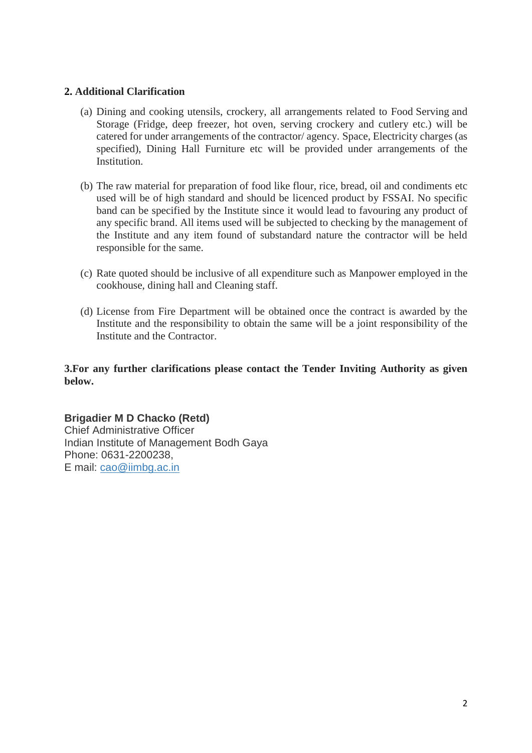## 2. Additional Clarification

(a) Dining and cooking utensils, crockery, all arrangements related to Food Serving and Storage (Fridge, deep freezer, hot oven, serving crockery and cutlery etc.) will be catered for under arrangements of the contractor/ agency. Space, Electricity charges (as specified), Dining Hall Furniture etc will be provided under arrangements of the Institution.

(b) The raw material for preparation of food like flour, rice, bread, oil and condiments etc used will be of high standard and should be licenced product by FSSAI. No specific band can be specified by the Institute since it would lead to favouring any product of any specific brand. All items used will be subjected to checking by the management of the Institute and any item found of substandard nature the contractor will be held responsible for the same.

(c) Rate quoted should be inclusive of all expenditure such as Manpower employed in the cookhouse, dining hall and Cleaning staff.

(d) License from Fire Department will be obtained once the contract is awarded by the Institute and the responsibility to obtain the same will be a joint responsibility of the Institute and the Contractor.

**3.For any further clarifications please contact the Tender Inviting Authority as given below.**

**Brigadier M D Chacko (Retd)**
Chief Administrative Officer
Indian Institute of Management Bodh Gaya
Phone: 0631-2200238,
E mail: cao@iimbg.ac.in